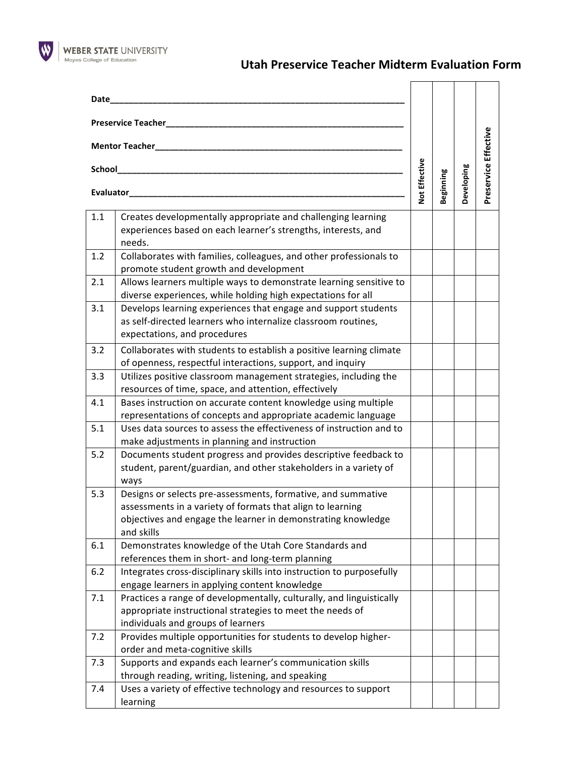WEBER STATE UNIVERSITY
Moyes College of Education

# Utah Preservice Teacher Midterm Evaluation Form

Date_______________________________________________________________

Preservice Teacher__________________________________________________

Mentor Teacher_____________________________________________________

School_____________________________________________________________

Evaluator__________________________________________________________

| | | Not Effective | Beginning | Developing | Preservice Effective |
|---|---|---|---|---|---|
| 1.1 | Creates developmentally appropriate and challenging learning experiences based on each learner's strengths, interests, and needs. | | | | |
| 1.2 | Collaborates with families, colleagues, and other professionals to promote student growth and development | | | | |
| 2.1 | Allows learners multiple ways to demonstrate learning sensitive to diverse experiences, while holding high expectations for all | | | | |
| 3.1 | Develops learning experiences that engage and support students as self-directed learners who internalize classroom routines, expectations, and procedures | | | | |
| 3.2 | Collaborates with students to establish a positive learning climate of openness, respectful interactions, support, and inquiry | | | | |
| 3.3 | Utilizes positive classroom management strategies, including the resources of time, space, and attention, effectively | | | | |
| 4.1 | Bases instruction on accurate content knowledge using multiple representations of concepts and appropriate academic language | | | | |
| 5.1 | Uses data sources to assess the effectiveness of instruction and to make adjustments in planning and instruction | | | | |
| 5.2 | Documents student progress and provides descriptive feedback to student, parent/guardian, and other stakeholders in a variety of ways | | | | |
| 5.3 | Designs or selects pre-assessments, formative, and summative assessments in a variety of formats that align to learning objectives and engage the learner in demonstrating knowledge and skills | | | | |
| 6.1 | Demonstrates knowledge of the Utah Core Standards and references them in short- and long-term planning | | | | |
| 6.2 | Integrates cross-disciplinary skills into instruction to purposefully engage learners in applying content knowledge | | | | |
| 7.1 | Practices a range of developmentally, culturally, and linguistically appropriate instructional strategies to meet the needs of individuals and groups of learners | | | | |
| 7.2 | Provides multiple opportunities for students to develop higher-order and meta-cognitive skills | | | | |
| 7.3 | Supports and expands each learner's communication skills through reading, writing, listening, and speaking | | | | |
| 7.4 | Uses a variety of effective technology and resources to support learning | | | | |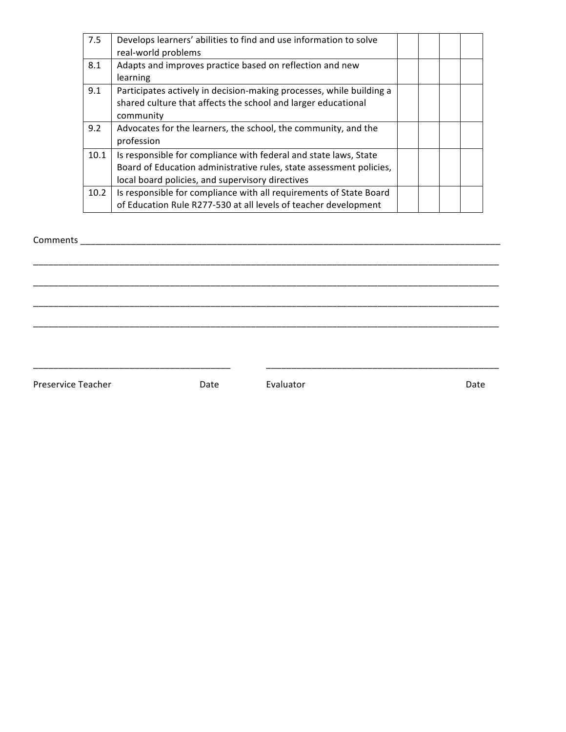| | | | | | |
|---|---|---|---|---|---|
| 7.5 | Develops learners' abilities to find and use information to solve real-world problems | | | | |
| 8.1 | Adapts and improves practice based on reflection and new learning | | | | |
| 9.1 | Participates actively in decision-making processes, while building a shared culture that affects the school and larger educational community | | | | |
| 9.2 | Advocates for the learners, the school, the community, and the profession | | | | |
| 10.1 | Is responsible for compliance with federal and state laws, State Board of Education administrative rules, state assessment policies, local board policies, and supervisory directives | | | | |
| 10.2 | Is responsible for compliance with all requirements of State Board of Education Rule R277-530 at all levels of teacher development | | | | |

Comments ___________________________________________________________________________________________

_____________________________________________________________________________________________________

_____________________________________________________________________________________________________

_____________________________________________________________________________________________________

_____________________________________________________________________________________________________

_________________________________________ __________________________________________________

Preservice Teacher Date Evaluator Date